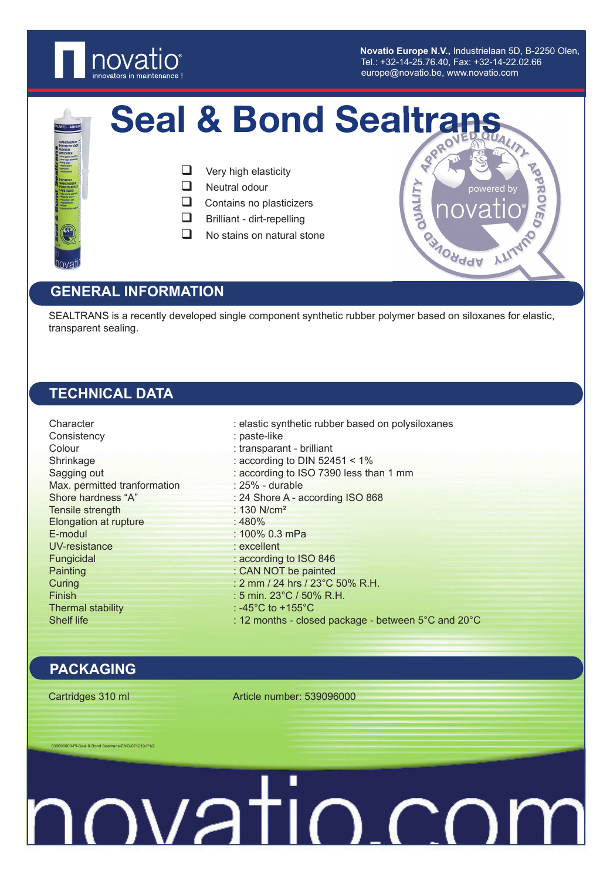**Novatio Europe N.V.**, Industrielaan 5D, B-2250 Olen,
Tel.: +32-14-25.76.40, Fax: +32-14-22.02.66
europe@novatio.be, www.novatio.be

# Seal & Bond Sealtrans

- Very high elasticity
- Neutral odour
- Contains no plasticizers
- Brilliant - dirt-repelling
- No stains on natural stone

## GENERAL INFORMATION

SEALTRANS is a recently developed single component synthetic rubber polymer based on siloxanes for elastic, transparent sealing.

## TECHNICAL DATA

| | |
|---|---|
| Character | : elastic synthetic rubber based on polysiloxanes |
| Consistency | : paste-like |
| Colour | : transparant - brilliant |
| Shrinkage | : according to DIN 52451 < 1% |
| Sagging out | : according to ISO 7390 less than 1 mm |
| Max. permitted tranformation | : 25% - durable |
| Shore hardness “A” | : 24 Shore A - according ISO 868 |
| Tensile strength | : 130 N/cm² |
| Elongation at rupture | : 480% |
| E-modul | : 100% 0.3 mPa |
| UV-resistance | : excellent |
| Fungicidal | : according to ISO 846 |
| Painting | : CAN NOT be painted |
| Curing | : 2 mm / 24 hrs / 23°C 50% R.H. |
| Finish | : 5 min. 23°C / 50% R.H. |
| Thermal stability | : -45°C to +155°C |
| Shelf life | : 12 months - closed package - between 5°C and 20°C |

## PACKAGING

| | |
|---|---|
| Cartridges 310 ml | Article number: 539096000 |

539096000-PI-Seal & Bond Sealtrans-ENG-071219-P1/2

novatio.com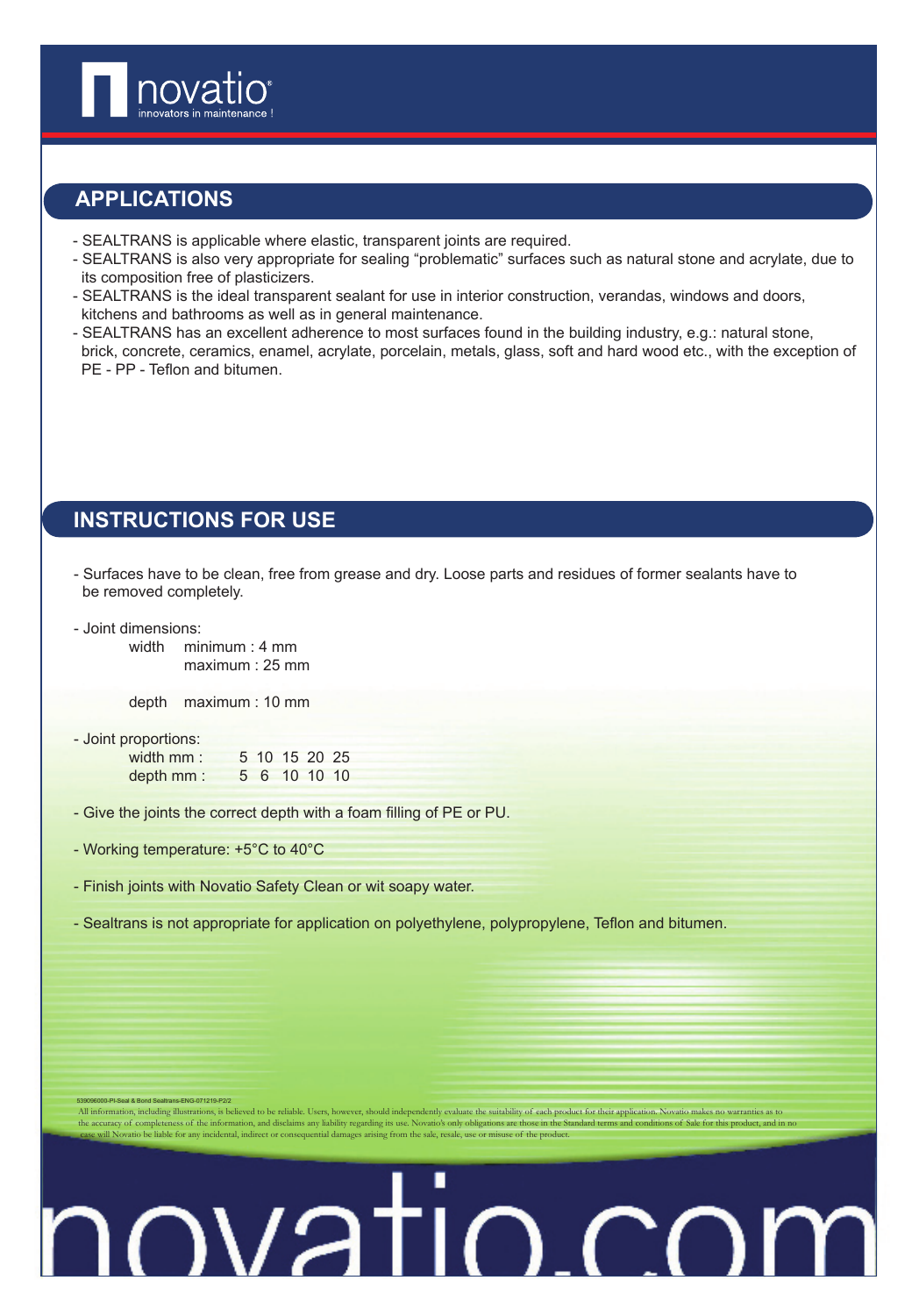## APPLICATIONS

- SEALTRANS is applicable where elastic, transparent joints are required.
- SEALTRANS is also very appropriate for sealing “problematic” surfaces such as natural stone and acrylate, due to its composition free of plasticizers.
- SEALTRANS is the ideal transparent sealant for use in interior construction, verandas, windows and doors, kitchens and bathrooms as well as in general maintenance.
- SEALTRANS has an excellent adherence to most surfaces found in the building industry, e.g.: natural stone, brick, concrete, ceramics, enamel, acrylate, porcelain, metals, glass, soft and hard wood etc., with the exception of PE - PP - Teflon and bitumen.

## INSTRUCTIONS FOR USE

- Surfaces have to be clean, free from grease and dry. Loose parts and residues of former sealants have to be removed completely.

- Joint dimensions:

  width minimum : 4 mm
  maximum : 25 mm

  depth maximum : 10 mm

- Joint proportions:

| | | | | | |
|---|---|---|---|---|---|
| width mm : | 5 | 10 | 15 | 20 | 25 |
| depth mm : | 5 | 6 | 10 | 10 | 10 |

- Give the joints the correct depth with a foam filling of PE or PU.

- Working temperature: +5°C to 40°C

- Finish joints with Novatio Safety Clean or wit soapy water.

- Sealtrans is not appropriate for application on polyethylene, polypropylene, Teflon and bitumen.

539096000-PI-Seal & Bond Sealtrans-ENG-071219-P2/2

All information, including illustrations, is believed to be reliable. Users, however, should independently evaluate the suitability of each product for their application. Novatio makes no warranties as to the accuracy of completeness of the information, and disclaims any liability regarding its use. Novatio's only obligations are those in the Standard terms and conditions of Sale for this product, and in no case will Novatio be liable for any incidental, indirect or consequential damages arising from the sale, resale, use or misuse of the product.

novatio.com